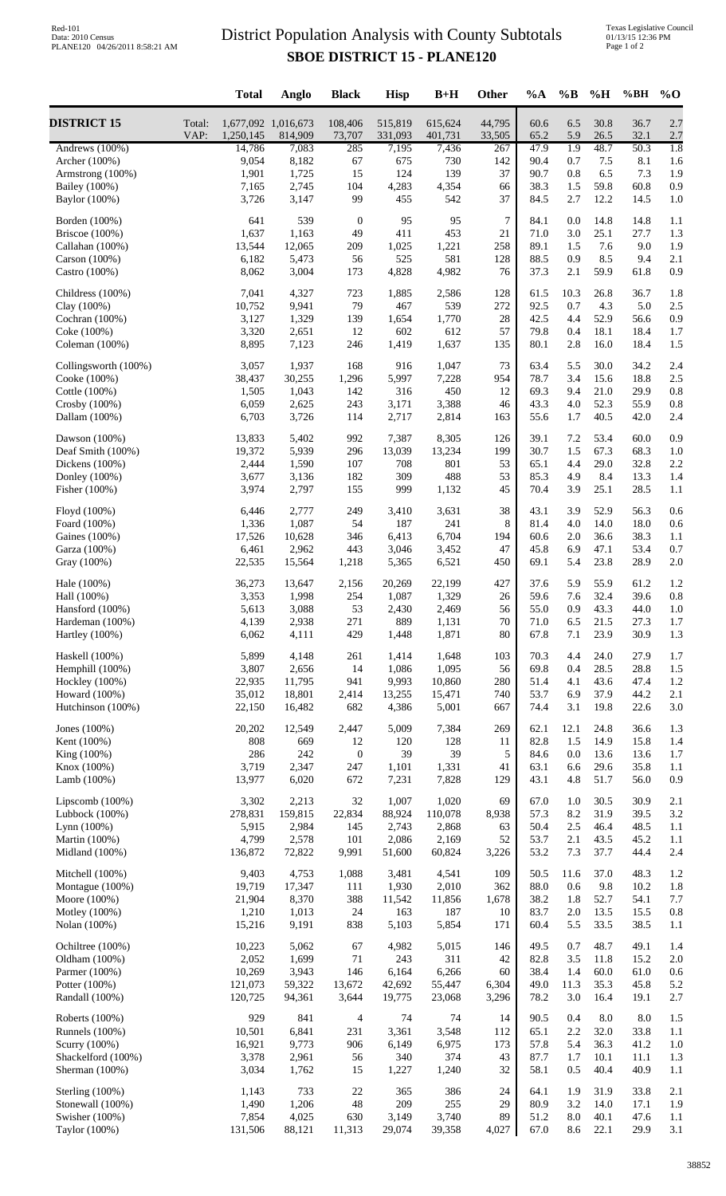# District Population Analysis with County Subtotals

## SBOE DISTRICT 15 - PLANE120

Red-101
Data: 2010 Census
PLANE120 04/26/2011 8:58:21 AM

Texas Legislative Council
01/13/15 12:36 PM

| | | Total | Anglo | Black | Hisp | B+H | Other | %A | %B | %H | %BH | %O |
|---|---|---|---|---|---|---|---|---|---|---|---|---|
| **DISTRICT 15** | Total: | 1,677,092 | 1,016,673 | 108,406 | 515,819 | 615,624 | 44,795 | 60.6 | 6.5 | 30.8 | 36.7 | 2.7 |
| | VAP: | 1,250,145 | 814,909 | 73,707 | 331,093 | 401,731 | 33,505 | 65.2 | 5.9 | 26.5 | 32.1 | 2.7 |
| Andrews (100%) | | 14,786 | 7,083 | 285 | 7,195 | 7,436 | 267 | 47.9 | 1.9 | 48.7 | 50.3 | 1.8 |
| Archer (100%) | | 9,054 | 8,182 | 67 | 675 | 730 | 142 | 90.4 | 0.7 | 7.5 | 8.1 | 1.6 |
| Armstrong (100%) | | 1,901 | 1,725 | 15 | 124 | 139 | 37 | 90.7 | 0.8 | 6.5 | 7.3 | 1.9 |
| Bailey (100%) | | 7,165 | 2,745 | 104 | 4,283 | 4,354 | 66 | 38.3 | 1.5 | 59.8 | 60.8 | 0.9 |
| Baylor (100%) | | 3,726 | 3,147 | 99 | 455 | 542 | 37 | 84.5 | 2.7 | 12.2 | 14.5 | 1.0 |
| Borden (100%) | | 641 | 539 | 0 | 95 | 95 | 7 | 84.1 | 0.0 | 14.8 | 14.8 | 1.1 |
| Briscoe (100%) | | 1,637 | 1,163 | 49 | 411 | 453 | 21 | 71.0 | 3.0 | 25.1 | 27.7 | 1.3 |
| Callahan (100%) | | 13,544 | 12,065 | 209 | 1,025 | 1,221 | 258 | 89.1 | 1.5 | 7.6 | 9.0 | 1.9 |
| Carson (100%) | | 6,182 | 5,473 | 56 | 525 | 581 | 128 | 88.5 | 0.9 | 8.5 | 9.4 | 2.1 |
| Castro (100%) | | 8,062 | 3,004 | 173 | 4,828 | 4,982 | 76 | 37.3 | 2.1 | 59.9 | 61.8 | 0.9 |
| Childress (100%) | | 7,041 | 4,327 | 723 | 1,885 | 2,586 | 128 | 61.5 | 10.3 | 26.8 | 36.7 | 1.8 |
| Clay (100%) | | 10,752 | 9,941 | 79 | 467 | 539 | 272 | 92.5 | 0.7 | 4.3 | 5.0 | 2.5 |
| Cochran (100%) | | 3,127 | 1,329 | 139 | 1,654 | 1,770 | 28 | 42.5 | 4.4 | 52.9 | 56.6 | 0.9 |
| Coke (100%) | | 3,320 | 2,651 | 12 | 602 | 612 | 57 | 79.8 | 0.4 | 18.1 | 18.4 | 1.7 |
| Coleman (100%) | | 8,895 | 7,123 | 246 | 1,419 | 1,637 | 135 | 80.1 | 2.8 | 16.0 | 18.4 | 1.5 |
| Collingsworth (100%) | | 3,057 | 1,937 | 168 | 916 | 1,047 | 73 | 63.4 | 5.5 | 30.0 | 34.2 | 2.4 |
| Cooke (100%) | | 38,437 | 30,255 | 1,296 | 5,997 | 7,228 | 954 | 78.7 | 3.4 | 15.6 | 18.8 | 2.5 |
| Cottle (100%) | | 1,505 | 1,043 | 142 | 316 | 450 | 12 | 69.3 | 9.4 | 21.0 | 29.9 | 0.8 |
| Crosby (100%) | | 6,059 | 2,625 | 243 | 3,171 | 3,388 | 46 | 43.3 | 4.0 | 52.3 | 55.9 | 0.8 |
| Dallam (100%) | | 6,703 | 3,726 | 114 | 2,717 | 2,814 | 163 | 55.6 | 1.7 | 40.5 | 42.0 | 2.4 |
| Dawson (100%) | | 13,833 | 5,402 | 992 | 7,387 | 8,305 | 126 | 39.1 | 7.2 | 53.4 | 60.0 | 0.9 |
| Deaf Smith (100%) | | 19,372 | 5,939 | 296 | 13,039 | 13,234 | 199 | 30.7 | 1.5 | 67.3 | 68.3 | 1.0 |
| Dickens (100%) | | 2,444 | 1,590 | 107 | 708 | 801 | 53 | 65.1 | 4.4 | 29.0 | 32.8 | 2.2 |
| Donley (100%) | | 3,677 | 3,136 | 182 | 309 | 488 | 53 | 85.3 | 4.9 | 8.4 | 13.3 | 1.4 |
| Fisher (100%) | | 3,974 | 2,797 | 155 | 999 | 1,132 | 45 | 70.4 | 3.9 | 25.1 | 28.5 | 1.1 |
| Floyd (100%) | | 6,446 | 2,777 | 249 | 3,410 | 3,631 | 38 | 43.1 | 3.9 | 52.9 | 56.3 | 0.6 |
| Foard (100%) | | 1,336 | 1,087 | 54 | 187 | 241 | 8 | 81.4 | 4.0 | 14.0 | 18.0 | 0.6 |
| Gaines (100%) | | 17,526 | 10,628 | 346 | 6,413 | 6,704 | 194 | 60.6 | 2.0 | 36.6 | 38.3 | 1.1 |
| Garza (100%) | | 6,461 | 2,962 | 443 | 3,046 | 3,452 | 47 | 45.8 | 6.9 | 47.1 | 53.4 | 0.7 |
| Gray (100%) | | 22,535 | 15,564 | 1,218 | 5,365 | 6,521 | 450 | 69.1 | 5.4 | 23.8 | 28.9 | 2.0 |
| Hale (100%) | | 36,273 | 13,647 | 2,156 | 20,269 | 22,199 | 427 | 37.6 | 5.9 | 55.9 | 61.2 | 1.2 |
| Hall (100%) | | 3,353 | 1,998 | 254 | 1,087 | 1,329 | 26 | 59.6 | 7.6 | 32.4 | 39.6 | 0.8 |
| Hansford (100%) | | 5,613 | 3,088 | 53 | 2,430 | 2,469 | 56 | 55.0 | 0.9 | 43.3 | 44.0 | 1.0 |
| Hardeman (100%) | | 4,139 | 2,938 | 271 | 889 | 1,131 | 70 | 71.0 | 6.5 | 21.5 | 27.3 | 1.7 |
| Hartley (100%) | | 6,062 | 4,111 | 429 | 1,448 | 1,871 | 80 | 67.8 | 7.1 | 23.9 | 30.9 | 1.3 |
| Haskell (100%) | | 5,899 | 4,148 | 261 | 1,414 | 1,648 | 103 | 70.3 | 4.4 | 24.0 | 27.9 | 1.7 |
| Hemphill (100%) | | 3,807 | 2,656 | 14 | 1,086 | 1,095 | 56 | 69.8 | 0.4 | 28.5 | 28.8 | 1.5 |
| Hockley (100%) | | 22,935 | 11,795 | 941 | 9,993 | 10,860 | 280 | 51.4 | 4.1 | 43.6 | 47.4 | 1.2 |
| Howard (100%) | | 35,012 | 18,801 | 2,414 | 13,255 | 15,471 | 740 | 53.7 | 6.9 | 37.9 | 44.2 | 2.1 |
| Hutchinson (100%) | | 22,150 | 16,482 | 682 | 4,386 | 5,001 | 667 | 74.4 | 3.1 | 19.8 | 22.6 | 3.0 |
| Jones (100%) | | 20,202 | 12,549 | 2,447 | 5,009 | 7,384 | 269 | 62.1 | 12.1 | 24.8 | 36.6 | 1.3 |
| Kent (100%) | | 808 | 669 | 12 | 120 | 128 | 11 | 82.8 | 1.5 | 14.9 | 15.8 | 1.4 |
| King (100%) | | 286 | 242 | 0 | 39 | 39 | 5 | 84.6 | 0.0 | 13.6 | 13.6 | 1.7 |
| Knox (100%) | | 3,719 | 2,347 | 247 | 1,101 | 1,331 | 41 | 63.1 | 6.6 | 29.6 | 35.8 | 1.1 |
| Lamb (100%) | | 13,977 | 6,020 | 672 | 7,231 | 7,828 | 129 | 43.1 | 4.8 | 51.7 | 56.0 | 0.9 |
| Lipscomb (100%) | | 3,302 | 2,213 | 32 | 1,007 | 1,020 | 69 | 67.0 | 1.0 | 30.5 | 30.9 | 2.1 |
| Lubbock (100%) | | 278,831 | 159,815 | 22,834 | 88,924 | 110,078 | 8,938 | 57.3 | 8.2 | 31.9 | 39.5 | 3.2 |
| Lynn (100%) | | 5,915 | 2,984 | 145 | 2,743 | 2,868 | 63 | 50.4 | 2.5 | 46.4 | 48.5 | 1.1 |
| Martin (100%) | | 4,799 | 2,578 | 101 | 2,086 | 2,169 | 52 | 53.7 | 2.1 | 43.5 | 45.2 | 1.1 |
| Midland (100%) | | 136,872 | 72,822 | 9,991 | 51,600 | 60,824 | 3,226 | 53.2 | 7.3 | 37.7 | 44.4 | 2.4 |
| Mitchell (100%) | | 9,403 | 4,753 | 1,088 | 3,481 | 4,541 | 109 | 50.5 | 11.6 | 37.0 | 48.3 | 1.2 |
| Montague (100%) | | 19,719 | 17,347 | 111 | 1,930 | 2,010 | 362 | 88.0 | 0.6 | 9.8 | 10.2 | 1.8 |
| Moore (100%) | | 21,904 | 8,370 | 388 | 11,542 | 11,856 | 1,678 | 38.2 | 1.8 | 52.7 | 54.1 | 7.7 |
| Motley (100%) | | 1,210 | 1,013 | 24 | 163 | 187 | 10 | 83.7 | 2.0 | 13.5 | 15.5 | 0.8 |
| Nolan (100%) | | 15,216 | 9,191 | 838 | 5,103 | 5,854 | 171 | 60.4 | 5.5 | 33.5 | 38.5 | 1.1 |
| Ochiltree (100%) | | 10,223 | 5,062 | 67 | 4,982 | 5,015 | 146 | 49.5 | 0.7 | 48.7 | 49.1 | 1.4 |
| Oldham (100%) | | 2,052 | 1,699 | 71 | 243 | 311 | 42 | 82.8 | 3.5 | 11.8 | 15.2 | 2.0 |
| Parmer (100%) | | 10,269 | 3,943 | 146 | 6,164 | 6,266 | 60 | 38.4 | 1.4 | 60.0 | 61.0 | 0.6 |
| Potter (100%) | | 121,073 | 59,322 | 13,672 | 42,692 | 55,447 | 6,304 | 49.0 | 11.3 | 35.3 | 45.8 | 5.2 |
| Randall (100%) | | 120,725 | 94,361 | 3,644 | 19,775 | 23,068 | 3,296 | 78.2 | 3.0 | 16.4 | 19.1 | 2.7 |
| Roberts (100%) | | 929 | 841 | 4 | 74 | 74 | 14 | 90.5 | 0.4 | 8.0 | 8.0 | 1.5 |
| Runnels (100%) | | 10,501 | 6,841 | 231 | 3,361 | 3,548 | 112 | 65.1 | 2.2 | 32.0 | 33.8 | 1.1 |
| Scurry (100%) | | 16,921 | 9,773 | 906 | 6,149 | 6,975 | 173 | 57.8 | 5.4 | 36.3 | 41.2 | 1.0 |
| Shackelford (100%) | | 3,378 | 2,961 | 56 | 340 | 374 | 43 | 87.7 | 1.7 | 10.1 | 11.1 | 1.3 |
| Sherman (100%) | | 3,034 | 1,762 | 15 | 1,227 | 1,240 | 32 | 58.1 | 0.5 | 40.4 | 40.9 | 1.1 |
| Sterling (100%) | | 1,143 | 733 | 22 | 365 | 386 | 24 | 64.1 | 1.9 | 31.9 | 33.8 | 2.1 |
| Stonewall (100%) | | 1,490 | 1,206 | 48 | 209 | 255 | 29 | 80.9 | 3.2 | 14.0 | 17.1 | 1.9 |
| Swisher (100%) | | 7,854 | 4,025 | 630 | 3,149 | 3,740 | 89 | 51.2 | 8.0 | 40.1 | 47.6 | 1.1 |
| Taylor (100%) | | 131,506 | 88,121 | 11,313 | 29,074 | 39,358 | 4,027 | 67.0 | 8.6 | 22.1 | 29.9 | 3.1 |

38852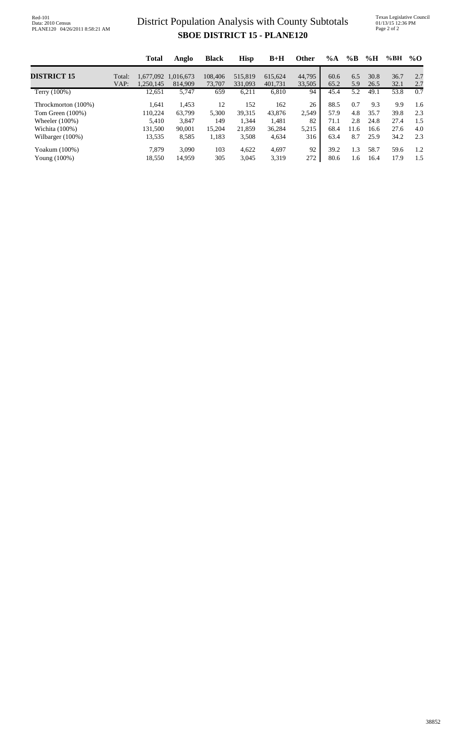# District Population Analysis with County Subtotals

## SBOE DISTRICT 15 - PLANE120

| | | Total | Anglo | Black | Hisp | B+H | Other | %A | %B | %H | %BH | %O |
|---|---|---|---|---|---|---|---|---|---|---|---|---|
| **DISTRICT 15** | Total: | 1,677,092 | 1,016,673 | 108,406 | 515,819 | 615,624 | 44,795 | 60.6 | 6.5 | 30.8 | 36.7 | 2.7 |
| | VAP: | 1,250,145 | 814,909 | 73,707 | 331,093 | 401,731 | 33,505 | 65.2 | 5.9 | 26.5 | 32.1 | 2.7 |
| Terry (100%) | | 12,651 | 5,747 | 659 | 6,211 | 6,810 | 94 | 45.4 | 5.2 | 49.1 | 53.8 | 0.7 |
| Throckmorton (100%) | | 1,641 | 1,453 | 12 | 152 | 162 | 26 | 88.5 | 0.7 | 9.3 | 9.9 | 1.6 |
| Tom Green (100%) | | 110,224 | 63,799 | 5,300 | 39,315 | 43,876 | 2,549 | 57.9 | 4.8 | 35.7 | 39.8 | 2.3 |
| Wheeler (100%) | | 5,410 | 3,847 | 149 | 1,344 | 1,481 | 82 | 71.1 | 2.8 | 24.8 | 27.4 | 1.5 |
| Wichita (100%) | | 131,500 | 90,001 | 15,204 | 21,859 | 36,284 | 5,215 | 68.4 | 11.6 | 16.6 | 27.6 | 4.0 |
| Wilbarger (100%) | | 13,535 | 8,585 | 1,183 | 3,508 | 4,634 | 316 | 63.4 | 8.7 | 25.9 | 34.2 | 2.3 |
| Yoakum (100%) | | 7,879 | 3,090 | 103 | 4,622 | 4,697 | 92 | 39.2 | 1.3 | 58.7 | 59.6 | 1.2 |
| Young (100%) | | 18,550 | 14,959 | 305 | 3,045 | 3,319 | 272 | 80.6 | 1.6 | 16.4 | 17.9 | 1.5 |